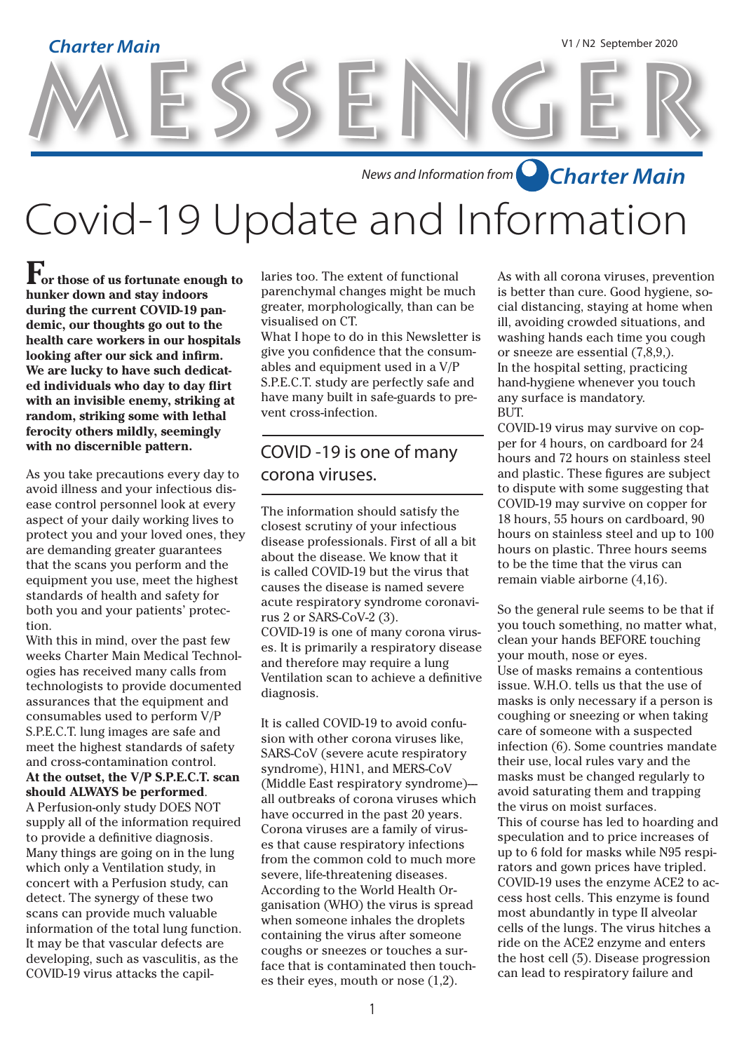Charter Main

V1 / N2 September 2020

# MESSENGER

*News and Information from Charter Main*

# Covid-19 Update and Information

**For those of us fortunate enough to hunker down and stay indoors during the current COVID-19 pandemic, our thoughts go out to the health care workers in our hospitals looking after our sick and infirm. We are lucky to have such dedicated individuals who day to day flirt with an invisible enemy, striking at random, striking some with lethal ferocity others mildly, seemingly with no discernible pattern.**

As you take precautions every day to avoid illness and your infectious disease control personnel look at every aspect of your daily working lives to protect you and your loved ones, they are demanding greater guarantees that the scans you perform and the equipment you use, meet the highest standards of health and safety for both you and your patients' protection.

With this in mind, over the past few weeks Charter Main Medical Technologies has received many calls from technologists to provide documented assurances that the equipment and consumables used to perform V/P S.P.E.C.T. lung images are safe and meet the highest standards of safety and cross-contamination control.

**At the outset, the V/P S.P.E.C.T. scan should ALWAYS be performed**.

A Perfusion-only study DOES NOT supply all of the information required to provide a definitive diagnosis. Many things are going on in the lung which only a Ventilation study, in concert with a Perfusion study, can detect. The synergy of these two scans can provide much valuable information of the total lung function. It may be that vascular defects are developing, such as vasculitis, as the COVID-19 virus attacks the capillaries too. The extent of functional parenchymal changes might be much greater, morphologically, than can be visualised on CT.

What I hope to do in this Newsletter is give you confidence that the consumables and equipment used in a V/P S.P.E.C.T. study are perfectly safe and have many built in safe-guards to prevent cross-infection.

## COVID -19 is one of many corona viruses.

The information should satisfy the closest scrutiny of your infectious disease professionals. First of all a bit about the disease. We know that it is called COVID-19 but the virus that causes the disease is named severe acute respiratory syndrome coronavirus 2 or SARS-CoV-2 (3).

COVID-19 is one of many corona viruses. It is primarily a respiratory disease and therefore may require a lung Ventilation scan to achieve a definitive diagnosis.

It is called COVID-19 to avoid confusion with other corona viruses like, SARS-CoV (severe acute respiratory syndrome), H1N1, and MERS-CoV (Middle East respiratory syndrome)—all outbreaks of corona viruses which have occurred in the past 20 years. Corona viruses are a family of viruses that cause respiratory infections from the common cold to much more severe, life-threatening diseases. According to the World Health Organisation (WHO) the virus is spread when someone inhales the droplets containing the virus after someone coughs or sneezes or touches a surface that is contaminated then touches their eyes, mouth or nose (1,2).

As with all corona viruses, prevention is better than cure. Good hygiene, social distancing, staying at home when ill, avoiding crowded situations, and washing hands each time you cough or sneeze are essential (7,8,9,).

In the hospital setting, practicing hand-hygiene whenever you touch any surface is mandatory.

BUT.

COVID-19 virus may survive on copper for 4 hours, on cardboard for 24 hours and 72 hours on stainless steel and plastic. These figures are subject to dispute with some suggesting that COVID-19 may survive on copper for 18 hours, 55 hours on cardboard, 90 hours on stainless steel and up to 100 hours on plastic. Three hours seems to be the time that the virus can remain viable airborne (4,16).

So the general rule seems to be that if you touch something, no matter what, clean your hands BEFORE touching your mouth, nose or eyes.

Use of masks remains a contentious issue. W.H.O. tells us that the use of masks is only necessary if a person is coughing or sneezing or when taking care of someone with a suspected infection (6). Some countries mandate their use, local rules vary and the masks must be changed regularly to avoid saturating them and trapping the virus on moist surfaces.

This of course has led to hoarding and speculation and to price increases of up to 6 fold for masks while N95 respirators and gown prices have tripled.

COVID-19 uses the enzyme ACE2 to access host cells. This enzyme is found most abundantly in type II alveolar cells of the lungs. The virus hitches a ride on the ACE2 enzyme and enters the host cell (5). Disease progression can lead to respiratory failure and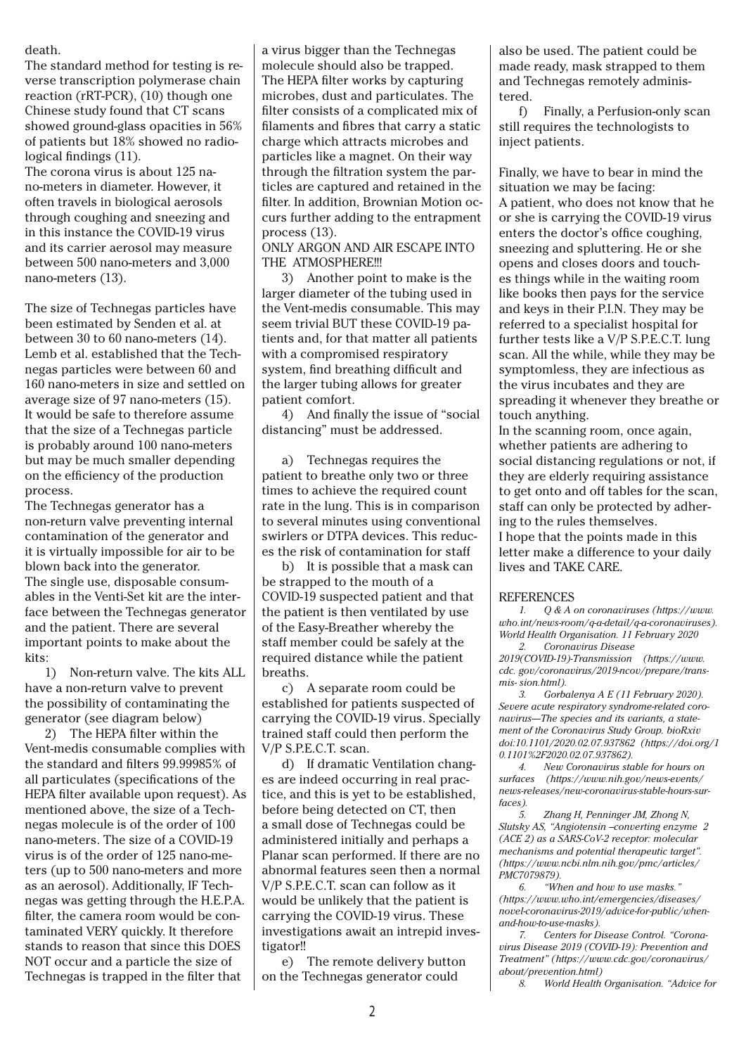death.

The standard method for testing is reverse transcription polymerase chain reaction (rRT-PCR), (10) though one Chinese study found that CT scans showed ground-glass opacities in 56% of patients but 18% showed no radiological findings (11).

The corona virus is about 125 nano-meters in diameter. However, it often travels in biological aerosols through coughing and sneezing and in this instance the COVID-19 virus and its carrier aerosol may measure between 500 nano-meters and 3,000 nano-meters (13).

The size of Technegas particles have been estimated by Senden et al. at between 30 to 60 nano-meters (14). Lemb et al. established that the Technegas particles were between 60 and 160 nano-meters in size and settled on average size of 97 nano-meters (15). It would be safe to therefore assume that the size of a Technegas particle is probably around 100 nano-meters but may be much smaller depending on the efficiency of the production process.

The Technegas generator has a non-return valve preventing internal contamination of the generator and it is virtually impossible for air to be blown back into the generator.

The single use, disposable consumables in the Venti-Set kit are the interface between the Technegas generator and the patient. There are several important points to make about the kits:

1) Non-return valve. The kits ALL have a non-return valve to prevent the possibility of contaminating the generator (see diagram below)

2) The HEPA filter within the Vent-medis consumable complies with the standard and filters 99.99985% of all particulates (specifications of the HEPA filter available upon request). As mentioned above, the size of a Technegas molecule is of the order of 100 nano-meters. The size of a COVID-19 virus is of the order of 125 nano-meters (up to 500 nano-meters and more as an aerosol). Additionally, IF Technegas was getting through the H.E.P.A. filter, the camera room would be contaminated VERY quickly. It therefore stands to reason that since this DOES NOT occur and a particle the size of Technegas is trapped in the filter that a virus bigger than the Technegas molecule should also be trapped. The HEPA filter works by capturing microbes, dust and particulates. The filter consists of a complicated mix of filaments and fibres that carry a static charge which attracts microbes and particles like a magnet. On their way through the filtration system the particles are captured and retained in the filter. In addition, Brownian Motion occurs further adding to the entrapment process (13).

ONLY ARGON AND AIR ESCAPE INTO THE ATMOSPHERE!!!

3) Another point to make is the larger diameter of the tubing used in the Vent-medis consumable. This may seem trivial BUT these COVID-19 patients and, for that matter all patients with a compromised respiratory system, find breathing difficult and the larger tubing allows for greater patient comfort.

4) And finally the issue of "social distancing" must be addressed.

a) Technegas requires the patient to breathe only two or three times to achieve the required count rate in the lung. This is in comparison to several minutes using conventional swirlers or DTPA devices. This reduces the risk of contamination for staff

b) It is possible that a mask can be strapped to the mouth of a COVID-19 suspected patient and that the patient is then ventilated by use of the Easy-Breather whereby the staff member could be safely at the required distance while the patient breaths.

c) A separate room could be established for patients suspected of carrying the COVID-19 virus. Specially trained staff could then perform the V/P S.P.E.C.T. scan.

d) If dramatic Ventilation changes are indeed occurring in real practice, and this is yet to be established, before being detected on CT, then a small dose of Technegas could be administered initially and perhaps a Planar scan performed. If there are no abnormal features seen then a normal V/P S.P.E.C.T. scan can follow as it would be unlikely that the patient is carrying the COVID-19 virus. These investigations await an intrepid investigator!!

e) The remote delivery button on the Technegas generator could also be used. The patient could be made ready, mask strapped to them and Technegas remotely administered.

f) Finally, a Perfusion-only scan still requires the technologists to inject patients.

Finally, we have to bear in mind the situation we may be facing:

A patient, who does not know that he or she is carrying the COVID-19 virus enters the doctor's office coughing, sneezing and spluttering. He or she opens and closes doors and touches things while in the waiting room like books then pays for the service and keys in their P.I.N. They may be referred to a specialist hospital for further tests like a V/P S.P.E.C.T. lung scan. All the while, while they may be symptomless, they are infectious as the virus incubates and they are spreading it whenever they breathe or touch anything.

In the scanning room, once again, whether patients are adhering to social distancing regulations or not, if they are elderly requiring assistance to get onto and off tables for the scan, staff can only be protected by adhering to the rules themselves.

I hope that the points made in this letter make a difference to your daily lives and TAKE CARE.

## REFERENCES

1. *Q & A on coronaviruses (https://www.who.int/news-room/q-a-detail/q-a-coronaviruses). World Health Organisation. 11 February 2020*
2. *Coronavirus Disease 2019(COVID-19)-Transmission (https://www.cdc.gov/coronavirus/2019-ncov/prepare/transmis- sion.html).*
3. *Gorbalenya A E (11 February 2020). Severe acute respiratory syndrome-related coronavirus—The species and its variants, a statement of the Coronavirus Study Group. bioRxiv doi:10.1101/2020.02.07.937862 (https://doi.org/10.1101%2F2020.02.07.937862).*
4. *New Coronavirus stable for hours on surfaces (https://www.nih.gov/news-events/news-releases/new-coronavirus-stable-hours-surfaces).*
5. *Zhang H, Penninger JM, Zhong N, Slutsky AS, "Angiotensin –converting enzyme 2 (ACE 2) as a SARS-CoV-2 receptor: molecular mechanisms and potential therapeutic target". (https://www.ncbi.nlm.nih.gov/pmc/articles/PMC7079879).*
6. *"When and how to use masks." (https://www.who.int/emergencies/diseases/novel-coronavirus-2019/advice-for-public/when-and-how-to-use-masks).*
7. *Centers for Disease Control. "Coronavirus Disease 2019 (COVID-19): Prevention and Treatment" (https://www.cdc.gov/coronavirus/about/prevention.html)*
8. *World Health Organisation. "Advice for*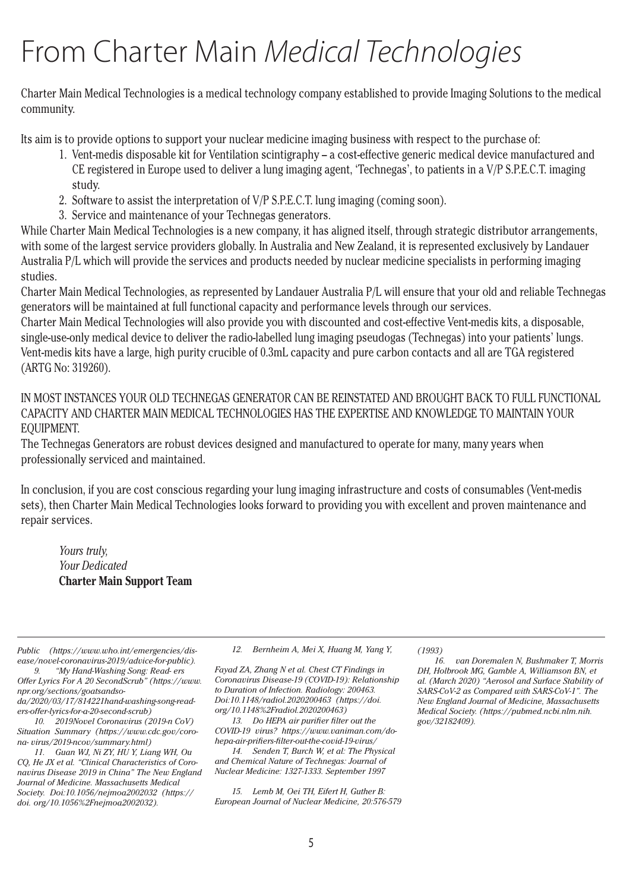# From Charter Main *Medical Technologies*

Charter Main Medical Technologies is a medical technology company established to provide Imaging Solutions to the medical community.

Its aim is to provide options to support your nuclear medicine imaging business with respect to the purchase of:

1. Vent-medis disposable kit for Ventilation scintigraphy – a cost-effective generic medical device manufactured and CE registered in Europe used to deliver a lung imaging agent, 'Technegas', to patients in a V/P S.P.E.C.T. imaging study.
2. Software to assist the interpretation of V/P S.P.E.C.T. lung imaging (coming soon).
3. Service and maintenance of your Technegas generators.

While Charter Main Medical Technologies is a new company, it has aligned itself, through strategic distributor arrangements, with some of the largest service providers globally. In Australia and New Zealand, it is represented exclusively by Landauer Australia P/L which will provide the services and products needed by nuclear medicine specialists in performing imaging studies.

Charter Main Medical Technologies, as represented by Landauer Australia P/L will ensure that your old and reliable Technegas generators will be maintained at full functional capacity and performance levels through our services.

Charter Main Medical Technologies will also provide you with discounted and cost-effective Vent-medis kits, a disposable, single-use-only medical device to deliver the radio-labelled lung imaging pseudogas (Technegas) into your patients' lungs. Vent-medis kits have a large, high purity crucible of 0.3mL capacity and pure carbon contacts and all are TGA registered (ARTG No: 319260).

IN MOST INSTANCES YOUR OLD TECHNEGAS GENERATOR CAN BE REINSTATED AND BROUGHT BACK TO FULL FUNCTIONAL CAPACITY AND CHARTER MAIN MEDICAL TECHNOLOGIES HAS THE EXPERTISE AND KNOWLEDGE TO MAINTAIN YOUR EQUIPMENT.

The Technegas Generators are robust devices designed and manufactured to operate for many, many years when professionally serviced and maintained.

In conclusion, if you are cost conscious regarding your lung imaging infrastructure and costs of consumables (Vent-medis sets), then Charter Main Medical Technologies looks forward to providing you with excellent and proven maintenance and repair services.

*Yours truly,*
*Your Dedicated*
**Charter Main Support Team**

---

*Public (https://www.who.int/emergencies/disease/novel-coronavirus-2019/advice-for-public).*

*9. "My Hand-Washing Song: Read- ers Offer Lyrics For A 20 SecondScrub" (https://www.npr.org/sections/goatsandsoda/2020/03/17/814221hand-washing-song-readers-offer-lyrics-for-a-20-second-scrub)*

*10. 2019Novel Coronavirus (2019-n CoV) Situation Summary (https://www.cdc.gov/corona- virus/2019-ncov/summary.html)*

*11. Guan WJ, Ni ZY, HU Y, Liang WH, Ou CQ, He JX et al. "Clinical Characteristics of Coronavirus Disease 2019 in China" The New England Journal of Medicine. Massachusetts Medical Society. Doi:10.1056/nejmoa2002032 (https:// doi. org/10.1056%2Fnejmoa2002032).*

*12. Bernheim A, Mei X, Huang M, Yang Y, Fayad ZA, Zhang N et al. Chest CT Findings in Coronavirus Disease-19 (COVID-19): Relationship to Duration of Infection. Radiology: 200463. Doi:10.1148/radiol.2020200463 (https://doi. org/10.1148%2Fradiol.2020200463)*

*13. Do HEPA air purifier filter out the COVID-19 virus? https://www.vaniman.com/do-hepa-air-prifiers-filter-out-the-covid-19-virus/*

*14. Senden T, Burch W, et al: The Physical and Chemical Nature of Technegas: Journal of Nuclear Medicine: 1327-1333. September 1997*

*15. Lemb M, Oei TH, Eifert H, Guther B: European Journal of Nuclear Medicine, 20:576-579 (1993)*

*16. van Doremalen N, Bushmaker T, Morris DH, Holbrook MG, Gamble A, Williamson BN, et al. (March 2020) "Aerosol and Surface Stability of SARS-CoV-2 as Compared with SARS-CoV-1". The New England Journal of Medicine, Massachusetts Medical Society. (https://pubmed.ncbi.nlm.nih. gov/32182409).*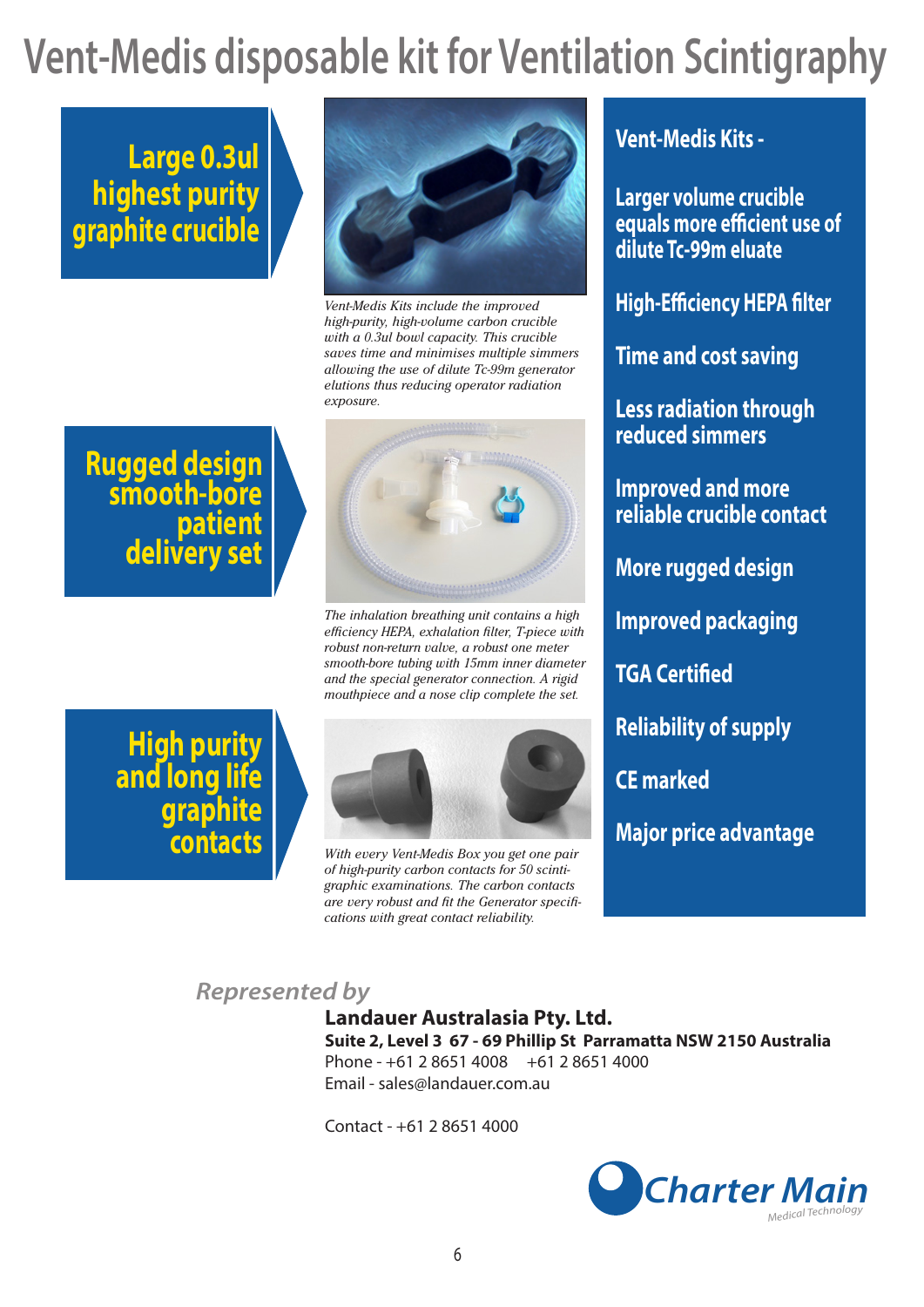# Vent-Medis disposable kit for Ventilation Scintigraphy

**Large 0.3ul highest purity graphite crucible**

*Vent-Medis Kits include the improved high-purity, high-volume carbon crucible with a 0.3ul bowl capacity. This crucible saves time and minimises multiple simmers allowing the use of dilute Tc-99m generator elutions thus reducing operator radiation exposure.*

**Rugged design smooth-bore patient delivery set**

*The inhalation breathing unit contains a high efficiency HEPA, exhalation filter, T-piece with robust non-return valve, a robust one meter smooth-bore tubing with 15mm inner diameter and the special generator connection. A rigid mouthpiece and a nose clip complete the set.*

**High purity and long life graphite contacts**

*With every Vent-Medis Box you get one pair of high-purity carbon contacts for 50 scintigraphic examinations. The carbon contacts are very robust and fit the Generator specifications with great contact reliability.*

## Vent-Medis Kits -

- Larger volume crucible equals more efficient use of dilute Tc-99m eluate
- High-Efficiency HEPA filter
- Time and cost saving
- Less radiation through reduced simmers
- Improved and more reliable crucible contact
- More rugged design
- Improved packaging
- TGA Certified
- Reliability of supply
- CE marked
- Major price advantage

*Represented by*

**Landauer Australasia Pty. Ltd.**
**Suite 2, Level 3 67 - 69 Phillip St Parramatta NSW 2150 Australia**
Phone - +61 2 8651 4008 +61 2 8651 4000
Email - sales@landauer.com.au

Contact - +61 2 8651 4000

Charter Main
Medical Technology